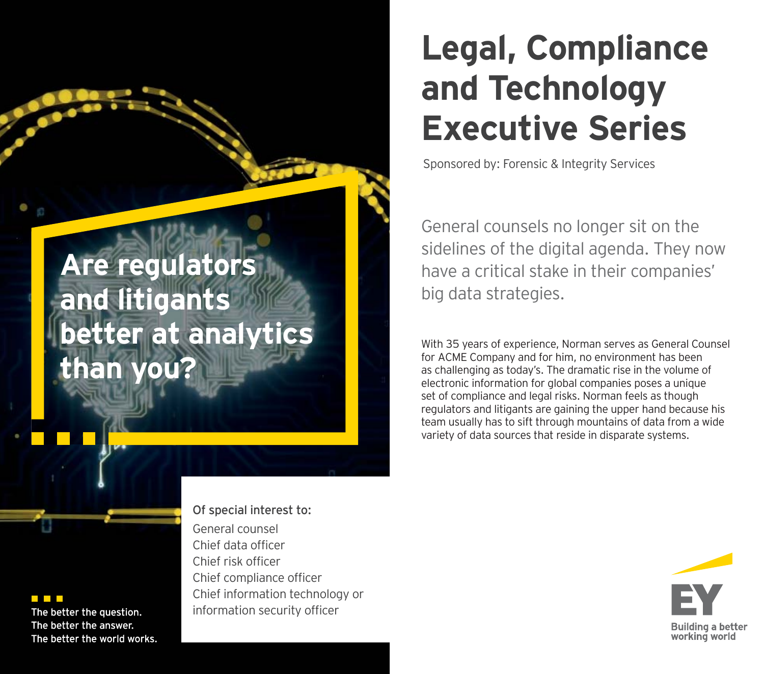# Legal, Compliance and Technology Executive Series

Sponsored by: Forensic & Integrity Services

## Are regulators and litigants better at analytics than you?

General counsels no longer sit on the sidelines of the digital agenda. They now have a critical stake in their companies' big data strategies.

With 35 years of experience, Norman serves as General Counsel for ACME Company and for him, no environment has been as challenging as today's. The dramatic rise in the volume of electronic information for global companies poses a unique set of compliance and legal risks. Norman feels as though regulators and litigants are gaining the upper hand because his team usually has to sift through mountains of data from a wide variety of data sources that reside in disparate systems.

**Of special interest to:**

- General counsel
- Chief data officer
- Chief risk officer
- Chief compliance officer
- Chief information technology or information security officer

The better the question.
The better the answer.
The better the world works.

EY
Building a better working world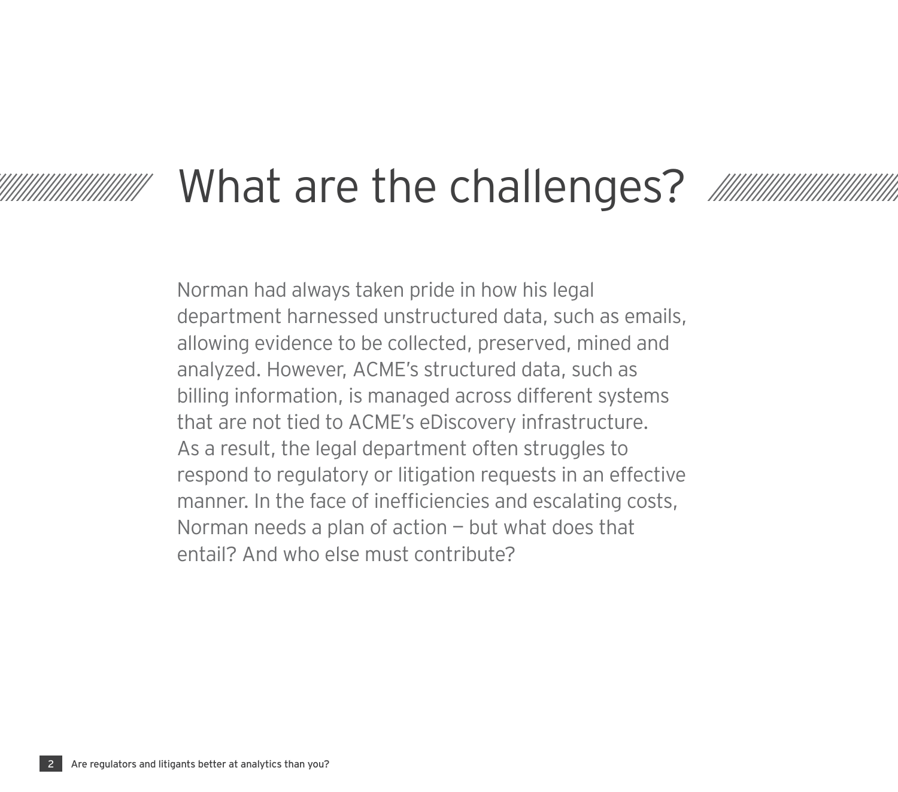# What are the challenges?

Norman had always taken pride in how his legal department harnessed unstructured data, such as emails, allowing evidence to be collected, preserved, mined and analyzed. However, ACME's structured data, such as billing information, is managed across different systems that are not tied to ACME's eDiscovery infrastructure. As a result, the legal department often struggles to respond to regulatory or litigation requests in an effective manner. In the face of inefficiencies and escalating costs, Norman needs a plan of action — but what does that entail? And who else must contribute?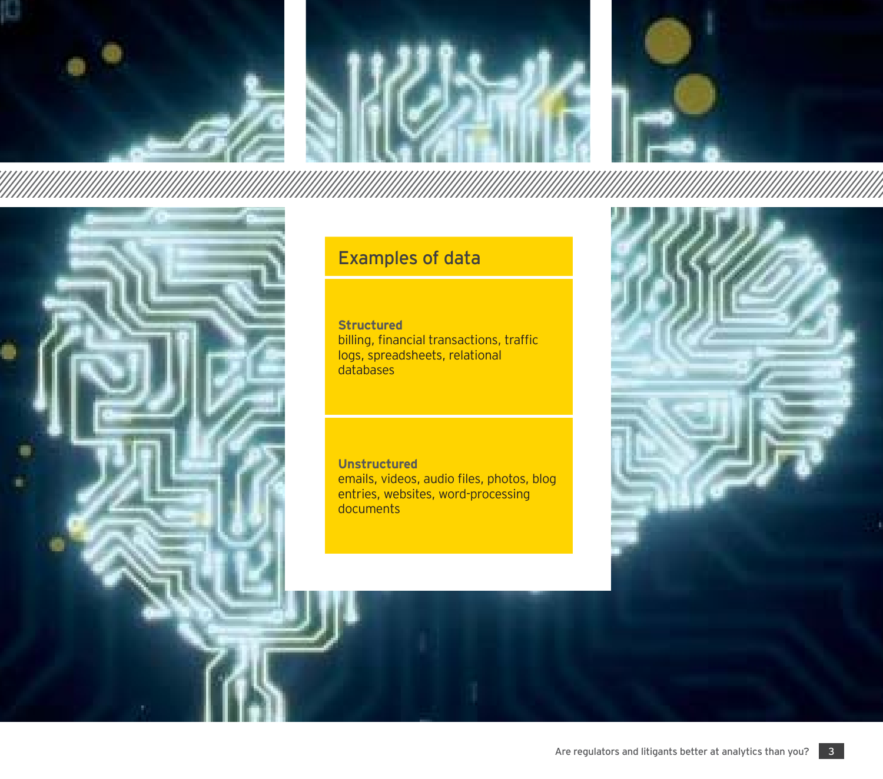## Examples of data

**Structured**
billing, financial transactions, traffic logs, spreadsheets, relational databases

**Unstructured**
emails, videos, audio files, photos, blog entries, websites, word-processing documents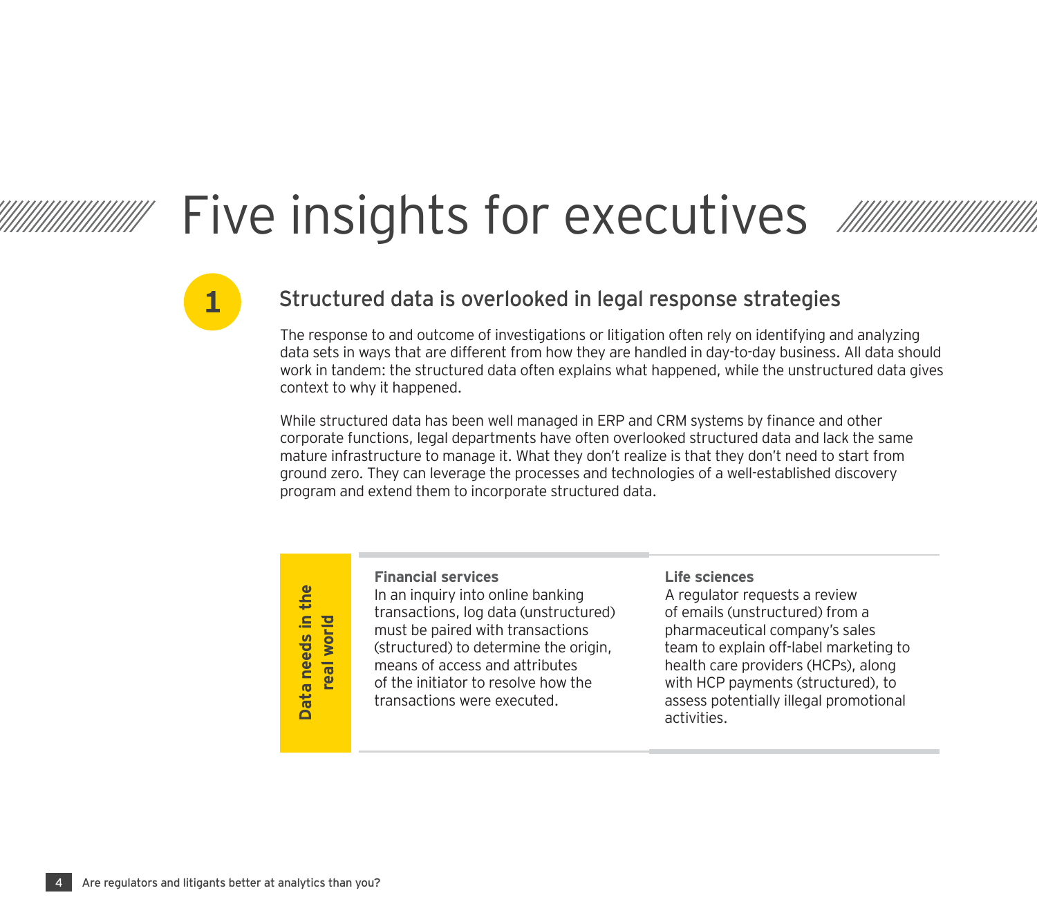# Five insights for executives

## 1 Structured data is overlooked in legal response strategies

The response to and outcome of investigations or litigation often rely on identifying and analyzing data sets in ways that are different from how they are handled in day-to-day business. All data should work in tandem: the structured data often explains what happened, while the unstructured data gives context to why it happened.

While structured data has been well managed in ERP and CRM systems by finance and other corporate functions, legal departments have often overlooked structured data and lack the same mature infrastructure to manage it. What they don't realize is that they don't need to start from ground zero. They can leverage the processes and technologies of a well-established discovery program and extend them to incorporate structured data.

**Data needs in the real world**

**Financial services**
In an inquiry into online banking transactions, log data (unstructured) must be paired with transactions (structured) to determine the origin, means of access and attributes of the initiator to resolve how the transactions were executed.

**Life sciences**
A regulator requests a review of emails (unstructured) from a pharmaceutical company's sales team to explain off-label marketing to health care providers (HCPs), along with HCP payments (structured), to assess potentially illegal promotional activities.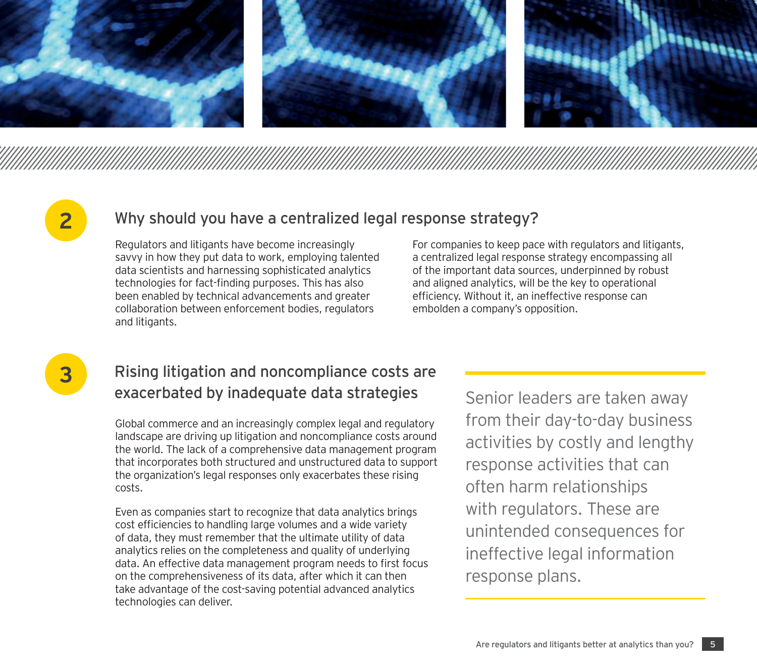## 2 Why should you have a centralized legal response strategy?

Regulators and litigants have become increasingly savvy in how they put data to work, employing talented data scientists and harnessing sophisticated analytics technologies for fact-finding purposes. This has also been enabled by technical advancements and greater collaboration between enforcement bodies, regulators and litigants.

For companies to keep pace with regulators and litigants, a centralized legal response strategy encompassing all of the important data sources, underpinned by robust and aligned analytics, will be the key to operational efficiency. Without it, an ineffective response can embolden a company's opposition.

## 3 Rising litigation and noncompliance costs are exacerbated by inadequate data strategies

Global commerce and an increasingly complex legal and regulatory landscape are driving up litigation and noncompliance costs around the world. The lack of a comprehensive data management program that incorporates both structured and unstructured data to support the organization's legal responses only exacerbates these rising costs.

Even as companies start to recognize that data analytics brings cost efficiencies to handling large volumes and a wide variety of data, they must remember that the ultimate utility of data analytics relies on the completeness and quality of underlying data. An effective data management program needs to first focus on the comprehensiveness of its data, after which it can then take advantage of the cost-saving potential advanced analytics technologies can deliver.

> Senior leaders are taken away from their day-to-day business activities by costly and lengthy response activities that can often harm relationships with regulators. These are unintended consequences for ineffective legal information response plans.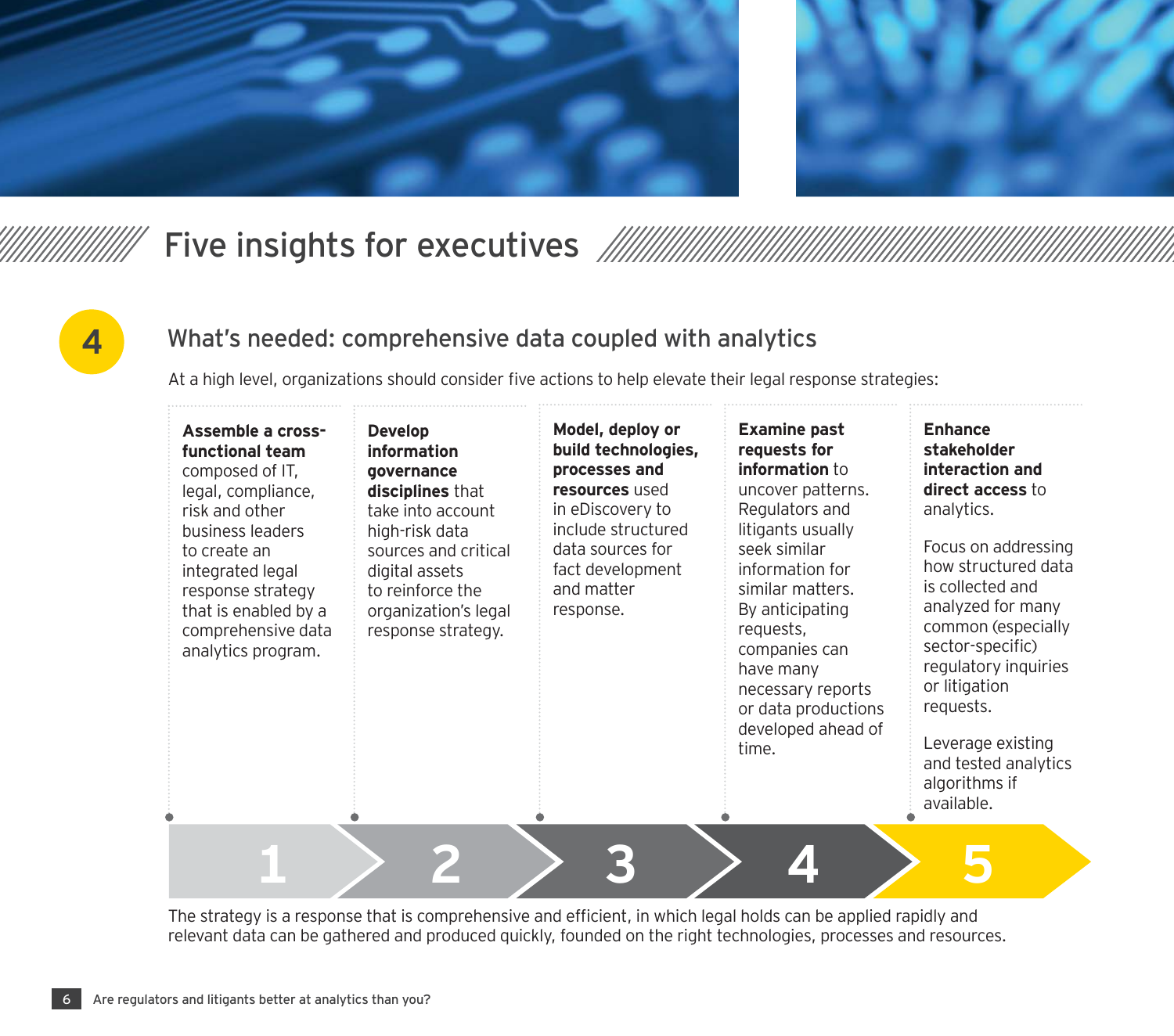# Five insights for executives

## 4 What's needed: comprehensive data coupled with analytics

At a high level, organizations should consider five actions to help elevate their legal response strategies:

1. **Assemble a cross-functional team** composed of IT, legal, compliance, risk and other business leaders to create an integrated legal response strategy that is enabled by a comprehensive data analytics program.

2. **Develop information governance disciplines** that take into account high-risk data sources and critical digital assets to reinforce the organization's legal response strategy.

3. **Model, deploy or build technologies, processes and resources** used in eDiscovery to include structured data sources for fact development and matter response.

4. **Examine past requests for information** to uncover patterns. Regulators and litigants usually seek similar information for similar matters. By anticipating requests, companies can have many necessary reports or data productions developed ahead of time.

5. **Enhance stakeholder interaction and direct access** to analytics.

   Focus on addressing how structured data is collected and analyzed for many common (especially sector-specific) regulatory inquiries or litigation requests.

   Leverage existing and tested analytics algorithms if available.

The strategy is a response that is comprehensive and efficient, in which legal holds can be applied rapidly and relevant data can be gathered and produced quickly, founded on the right technologies, processes and resources.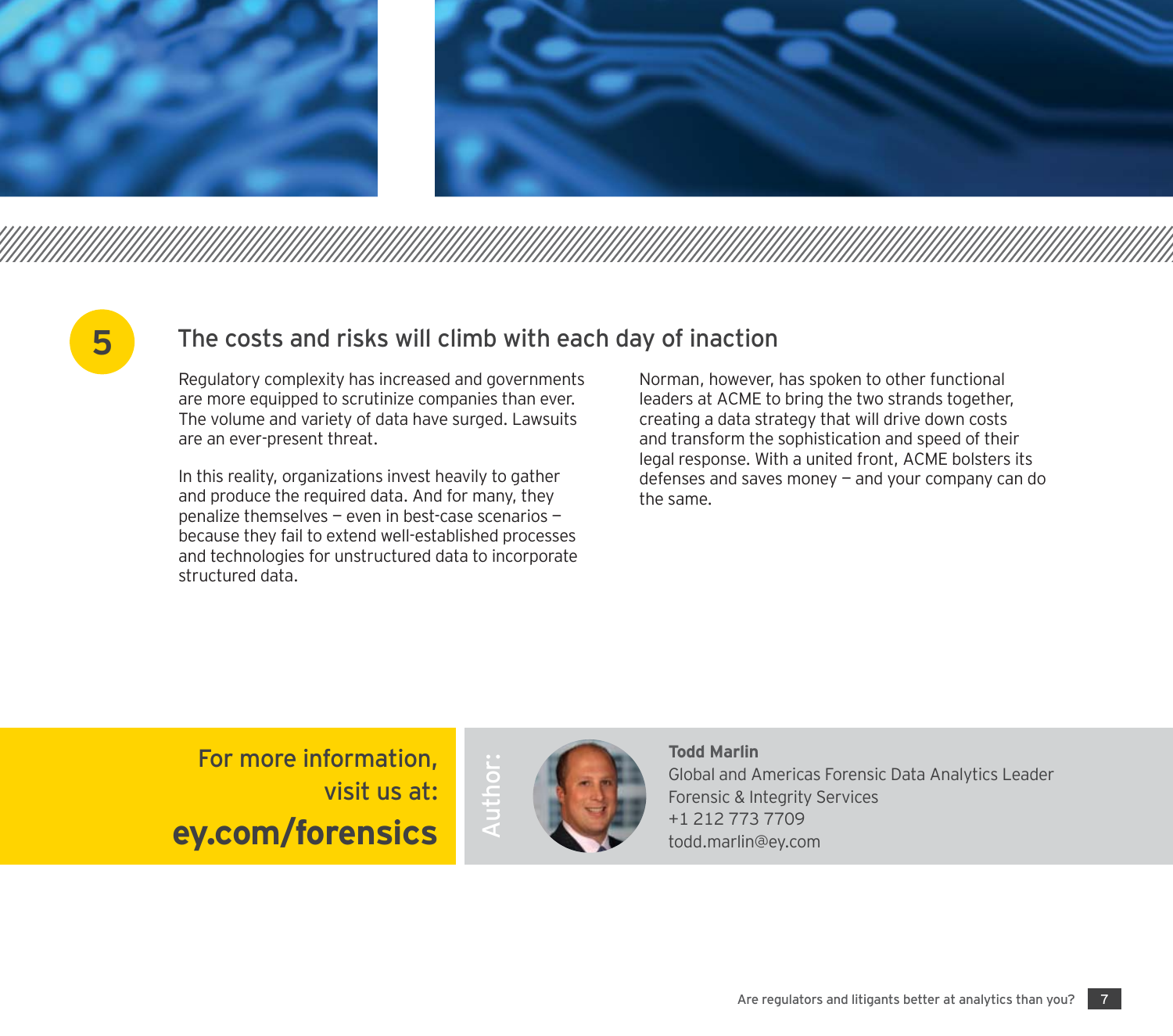## 5 The costs and risks will climb with each day of inaction

Regulatory complexity has increased and governments are more equipped to scrutinize companies than ever. The volume and variety of data have surged. Lawsuits are an ever-present threat.

In this reality, organizations invest heavily to gather and produce the required data. And for many, they penalize themselves — even in best-case scenarios — because they fail to extend well-established processes and technologies for unstructured data to incorporate structured data.

Norman, however, has spoken to other functional leaders at ACME to bring the two strands together, creating a data strategy that will drive down costs and transform the sophistication and speed of their legal response. With a united front, ACME bolsters its defenses and saves money — and your company can do the same.

For more information, visit us at:

**ey.com/forensics**

Author:

**Todd Marlin**
Global and Americas Forensic Data Analytics Leader
Forensic & Integrity Services
+1 212 773 7709
todd.marlin@ey.com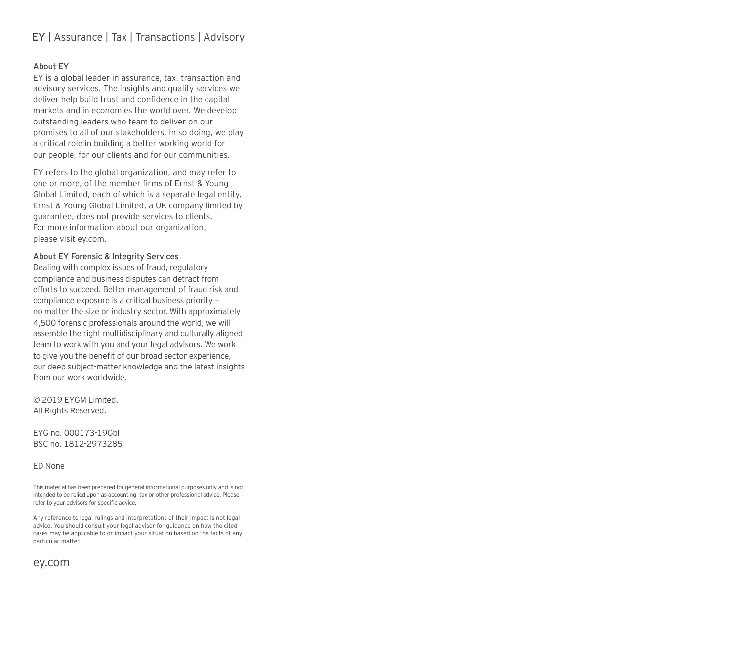EY | Assurance | Tax | Transactions | Advisory

**About EY**

EY is a global leader in assurance, tax, transaction and advisory services. The insights and quality services we deliver help build trust and confidence in the capital markets and in economies the world over. We develop outstanding leaders who team to deliver on our promises to all of our stakeholders. In so doing, we play a critical role in building a better working world for our people, for our clients and for our communities.

EY refers to the global organization, and may refer to one or more, of the member firms of Ernst & Young Global Limited, each of which is a separate legal entity. Ernst & Young Global Limited, a UK company limited by guarantee, does not provide services to clients. For more information about our organization, please visit ey.com.

**About EY Forensic & Integrity Services**

Dealing with complex issues of fraud, regulatory compliance and business disputes can detract from efforts to succeed. Better management of fraud risk and compliance exposure is a critical business priority — no matter the size or industry sector. With approximately 4,500 forensic professionals around the world, we will assemble the right multidisciplinary and culturally aligned team to work with you and your legal advisors. We work to give you the benefit of our broad sector experience, our deep subject-matter knowledge and the latest insights from our work worldwide.

© 2019 EYGM Limited.
All Rights Reserved.

EYG no. 000173-19Gbl
BSC no. 1812-2973285

ED None

This material has been prepared for general informational purposes only and is not intended to be relied upon as accounting, tax or other professional advice. Please refer to your advisors for specific advice.

Any reference to legal rulings and interpretations of their impact is not legal advice. You should consult your legal advisor for guidance on how the cited cases may be applicable to or impact your situation based on the facts of any particular matter.

ey.com